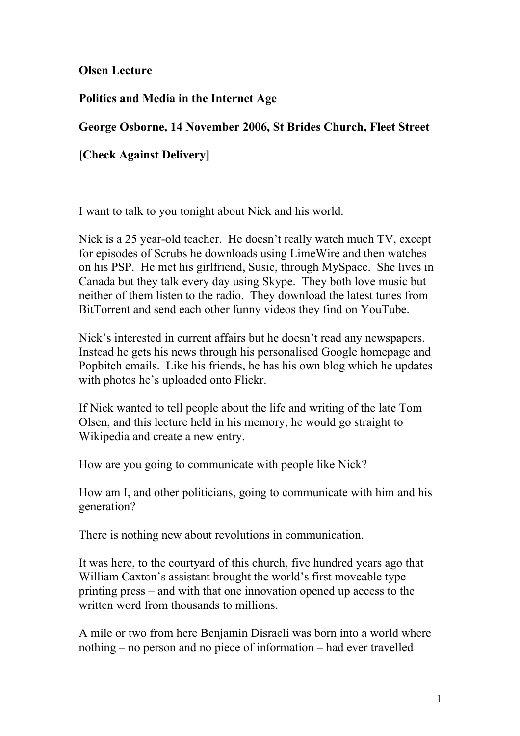**Olsen Lecture**

**Politics and Media in the Internet Age**

**George Osborne, 14 November 2006, St Brides Church, Fleet Street**

**[Check Against Delivery]**

I want to talk to you tonight about Nick and his world.

Nick is a 25 year-old teacher. He doesn't really watch much TV, except for episodes of Scrubs he downloads using LimeWire and then watches on his PSP. He met his girlfriend, Susie, through MySpace. She lives in Canada but they talk every day using Skype. They both love music but neither of them listen to the radio. They download the latest tunes from BitTorrent and send each other funny videos they find on YouTube.

Nick's interested in current affairs but he doesn't read any newspapers. Instead he gets his news through his personalised Google homepage and Popbitch emails. Like his friends, he has his own blog which he updates with photos he's uploaded onto Flickr.

If Nick wanted to tell people about the life and writing of the late Tom Olsen, and this lecture held in his memory, he would go straight to Wikipedia and create a new entry.

How are you going to communicate with people like Nick?

How am I, and other politicians, going to communicate with him and his generation?

There is nothing new about revolutions in communication.

It was here, to the courtyard of this church, five hundred years ago that William Caxton's assistant brought the world's first moveable type printing press – and with that one innovation opened up access to the written word from thousands to millions.

A mile or two from here Benjamin Disraeli was born into a world where nothing – no person and no piece of information – had ever travelled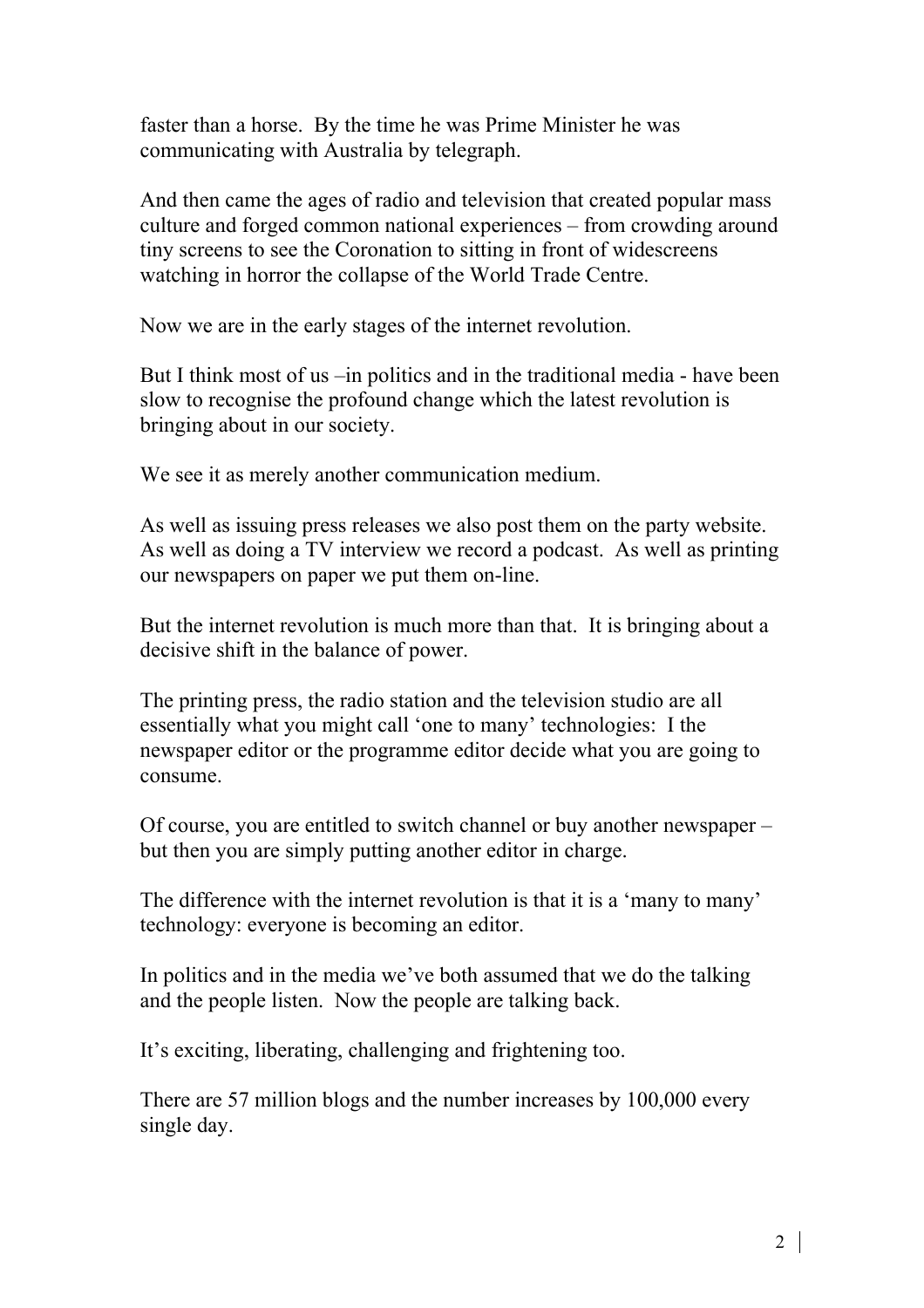faster than a horse. By the time he was Prime Minister he was communicating with Australia by telegraph.

And then came the ages of radio and television that created popular mass culture and forged common national experiences – from crowding around tiny screens to see the Coronation to sitting in front of widescreens watching in horror the collapse of the World Trade Centre.

Now we are in the early stages of the internet revolution.

But I think most of us –in politics and in the traditional media - have been slow to recognise the profound change which the latest revolution is bringing about in our society.

We see it as merely another communication medium.

As well as issuing press releases we also post them on the party website. As well as doing a TV interview we record a podcast. As well as printing our newspapers on paper we put them on-line.

But the internet revolution is much more than that. It is bringing about a decisive shift in the balance of power.

The printing press, the radio station and the television studio are all essentially what you might call 'one to many' technologies: I the newspaper editor or the programme editor decide what you are going to consume.

Of course, you are entitled to switch channel or buy another newspaper – but then you are simply putting another editor in charge.

The difference with the internet revolution is that it is a 'many to many' technology: everyone is becoming an editor.

In politics and in the media we've both assumed that we do the talking and the people listen. Now the people are talking back.

It's exciting, liberating, challenging and frightening too.

There are 57 million blogs and the number increases by 100,000 every single day.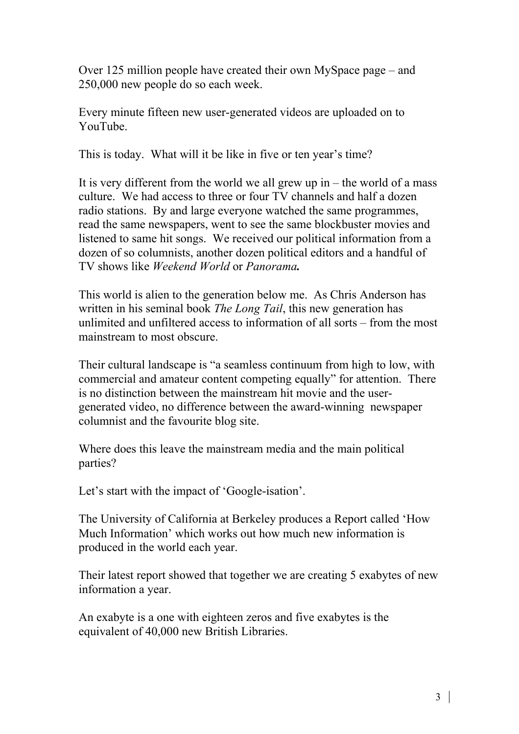Over 125 million people have created their own MySpace page – and 250,000 new people do so each week.

Every minute fifteen new user-generated videos are uploaded on to YouTube.

This is today. What will it be like in five or ten year's time?

It is very different from the world we all grew up in – the world of a mass culture. We had access to three or four TV channels and half a dozen radio stations. By and large everyone watched the same programmes, read the same newspapers, went to see the same blockbuster movies and listened to same hit songs. We received our political information from a dozen of so columnists, another dozen political editors and a handful of TV shows like *Weekend World* or ***Panorama.***

This world is alien to the generation below me. As Chris Anderson has written in his seminal book *The Long Tail*, this new generation has unlimited and unfiltered access to information of all sorts – from the most mainstream to most obscure.

Their cultural landscape is "a seamless continuum from high to low, with commercial and amateur content competing equally" for attention. There is no distinction between the mainstream hit movie and the user-generated video, no difference between the award-winning newspaper columnist and the favourite blog site.

Where does this leave the mainstream media and the main political parties?

Let's start with the impact of 'Google-isation'.

The University of California at Berkeley produces a Report called 'How Much Information' which works out how much new information is produced in the world each year.

Their latest report showed that together we are creating 5 exabytes of new information a year.

An exabyte is a one with eighteen zeros and five exabytes is the equivalent of 40,000 new British Libraries.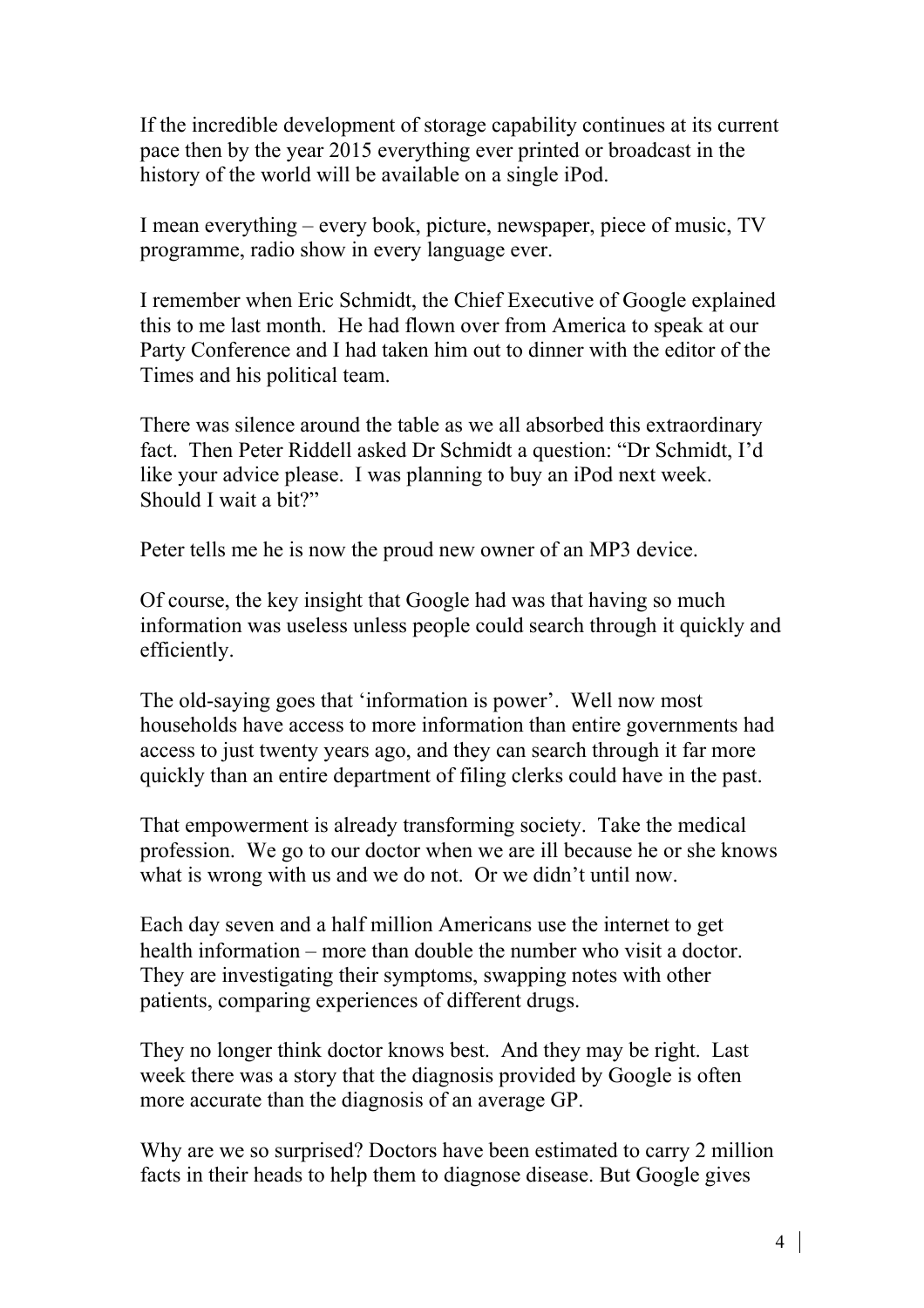If the incredible development of storage capability continues at its current pace then by the year 2015 everything ever printed or broadcast in the history of the world will be available on a single iPod.

I mean everything – every book, picture, newspaper, piece of music, TV programme, radio show in every language ever.

I remember when Eric Schmidt, the Chief Executive of Google explained this to me last month. He had flown over from America to speak at our Party Conference and I had taken him out to dinner with the editor of the Times and his political team.

There was silence around the table as we all absorbed this extraordinary fact. Then Peter Riddell asked Dr Schmidt a question: "Dr Schmidt, I'd like your advice please. I was planning to buy an iPod next week. Should I wait a bit?"

Peter tells me he is now the proud new owner of an MP3 device.

Of course, the key insight that Google had was that having so much information was useless unless people could search through it quickly and efficiently.

The old-saying goes that 'information is power'. Well now most households have access to more information than entire governments had access to just twenty years ago, and they can search through it far more quickly than an entire department of filing clerks could have in the past.

That empowerment is already transforming society. Take the medical profession. We go to our doctor when we are ill because he or she knows what is wrong with us and we do not. Or we didn't until now.

Each day seven and a half million Americans use the internet to get health information – more than double the number who visit a doctor. They are investigating their symptoms, swapping notes with other patients, comparing experiences of different drugs.

They no longer think doctor knows best. And they may be right. Last week there was a story that the diagnosis provided by Google is often more accurate than the diagnosis of an average GP.

Why are we so surprised? Doctors have been estimated to carry 2 million facts in their heads to help them to diagnose disease. But Google gives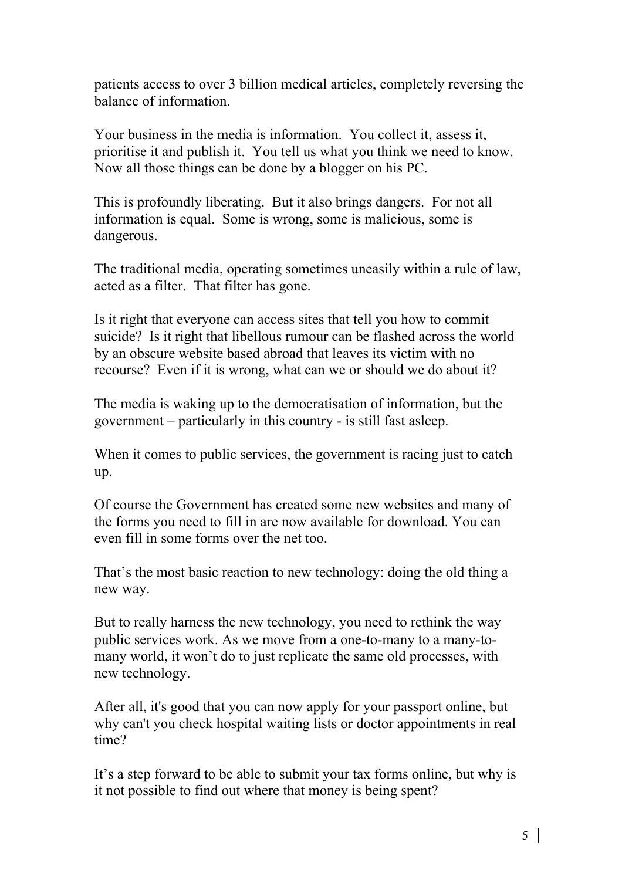patients access to over 3 billion medical articles, completely reversing the balance of information.

Your business in the media is information. You collect it, assess it, prioritise it and publish it. You tell us what you think we need to know. Now all those things can be done by a blogger on his PC.

This is profoundly liberating. But it also brings dangers. For not all information is equal. Some is wrong, some is malicious, some is dangerous.

The traditional media, operating sometimes uneasily within a rule of law, acted as a filter. That filter has gone.

Is it right that everyone can access sites that tell you how to commit suicide? Is it right that libellous rumour can be flashed across the world by an obscure website based abroad that leaves its victim with no recourse? Even if it is wrong, what can we or should we do about it?

The media is waking up to the democratisation of information, but the government – particularly in this country - is still fast asleep.

When it comes to public services, the government is racing just to catch up.

Of course the Government has created some new websites and many of the forms you need to fill in are now available for download. You can even fill in some forms over the net too.

That's the most basic reaction to new technology: doing the old thing a new way.

But to really harness the new technology, you need to rethink the way public services work. As we move from a one-to-many to a many-to-many world, it won't do to just replicate the same old processes, with new technology.

After all, it's good that you can now apply for your passport online, but why can't you check hospital waiting lists or doctor appointments in real time?

It's a step forward to be able to submit your tax forms online, but why is it not possible to find out where that money is being spent?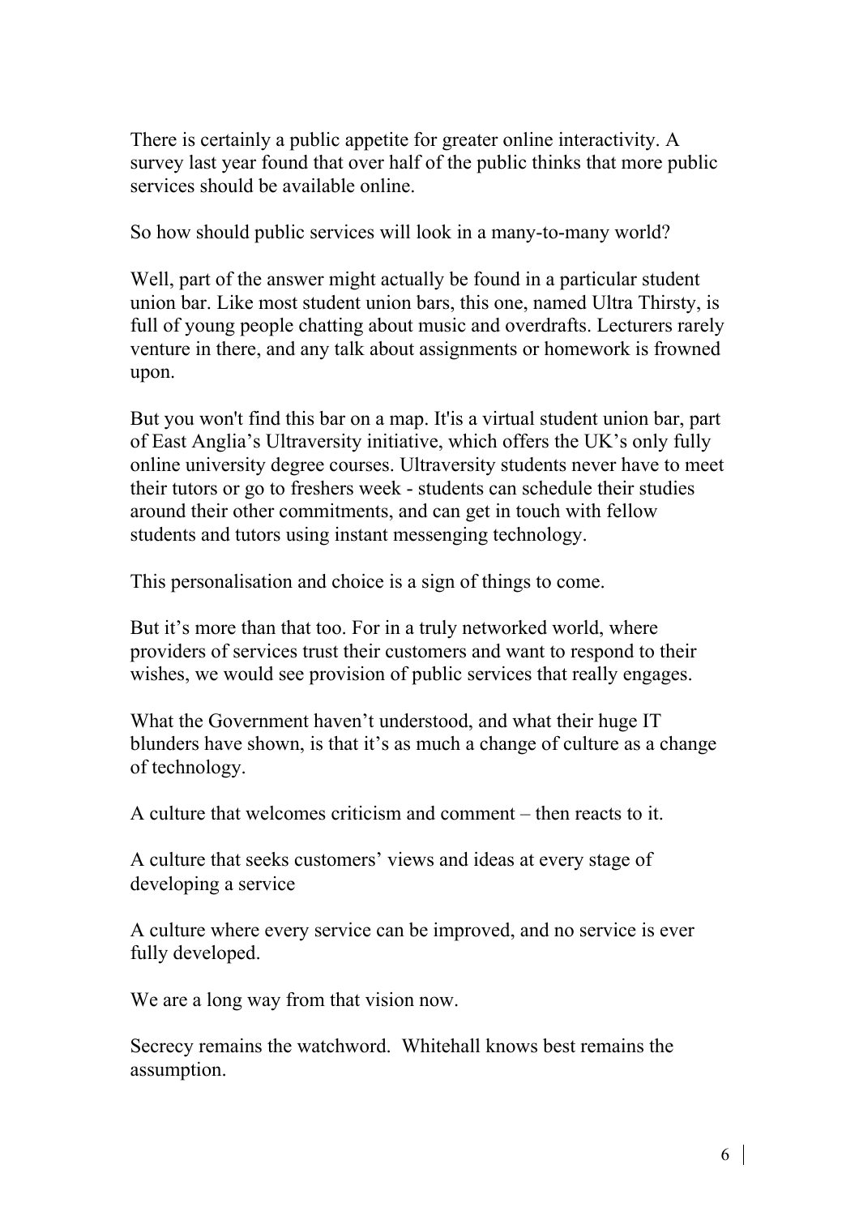There is certainly a public appetite for greater online interactivity. A survey last year found that over half of the public thinks that more public services should be available online.

So how should public services will look in a many-to-many world?

Well, part of the answer might actually be found in a particular student union bar. Like most student union bars, this one, named Ultra Thirsty, is full of young people chatting about music and overdrafts. Lecturers rarely venture in there, and any talk about assignments or homework is frowned upon.

But you won't find this bar on a map. It'is a virtual student union bar, part of East Anglia's Ultraversity initiative, which offers the UK's only fully online university degree courses. Ultraversity students never have to meet their tutors or go to freshers week - students can schedule their studies around their other commitments, and can get in touch with fellow students and tutors using instant messenging technology.

This personalisation and choice is a sign of things to come.

But it's more than that too. For in a truly networked world, where providers of services trust their customers and want to respond to their wishes, we would see provision of public services that really engages.

What the Government haven't understood, and what their huge IT blunders have shown, is that it's as much a change of culture as a change of technology.

A culture that welcomes criticism and comment – then reacts to it.

A culture that seeks customers' views and ideas at every stage of developing a service

A culture where every service can be improved, and no service is ever fully developed.

We are a long way from that vision now.

Secrecy remains the watchword. Whitehall knows best remains the assumption.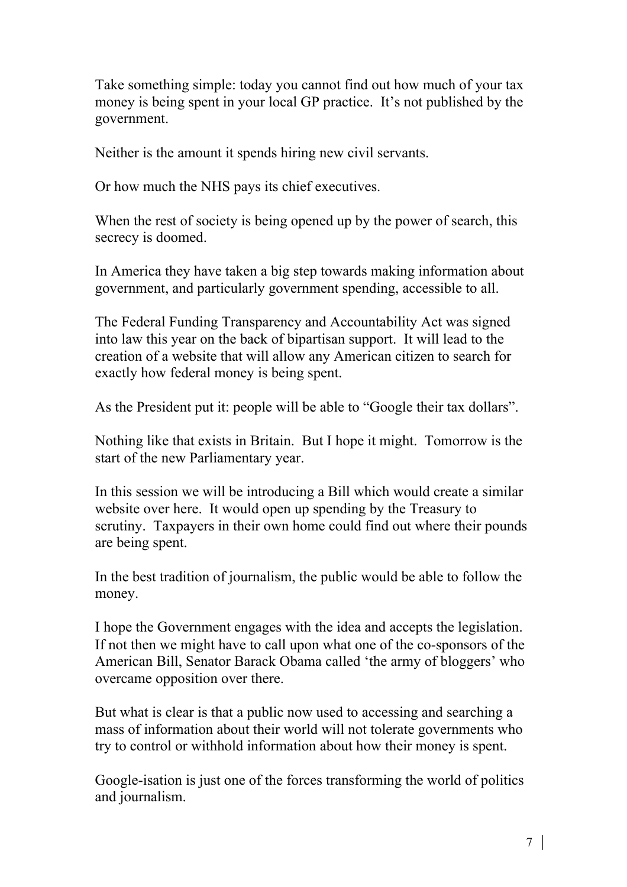Take something simple: today you cannot find out how much of your tax money is being spent in your local GP practice. It's not published by the government.

Neither is the amount it spends hiring new civil servants.

Or how much the NHS pays its chief executives.

When the rest of society is being opened up by the power of search, this secrecy is doomed.

In America they have taken a big step towards making information about government, and particularly government spending, accessible to all.

The Federal Funding Transparency and Accountability Act was signed into law this year on the back of bipartisan support. It will lead to the creation of a website that will allow any American citizen to search for exactly how federal money is being spent.

As the President put it: people will be able to "Google their tax dollars".

Nothing like that exists in Britain. But I hope it might. Tomorrow is the start of the new Parliamentary year.

In this session we will be introducing a Bill which would create a similar website over here. It would open up spending by the Treasury to scrutiny. Taxpayers in their own home could find out where their pounds are being spent.

In the best tradition of journalism, the public would be able to follow the money.

I hope the Government engages with the idea and accepts the legislation. If not then we might have to call upon what one of the co-sponsors of the American Bill, Senator Barack Obama called 'the army of bloggers' who overcame opposition over there.

But what is clear is that a public now used to accessing and searching a mass of information about their world will not tolerate governments who try to control or withhold information about how their money is spent.

Google-isation is just one of the forces transforming the world of politics and journalism.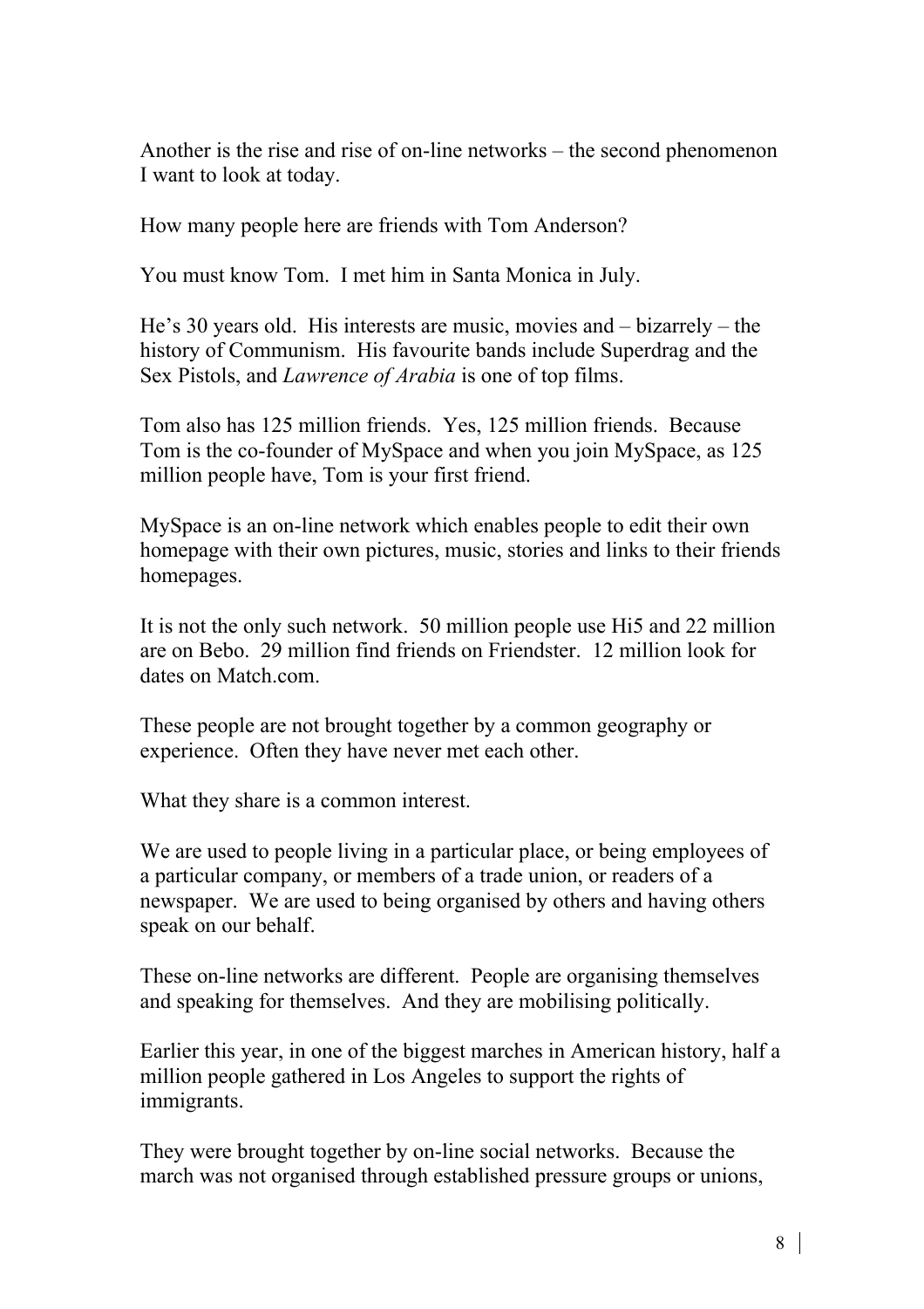Another is the rise and rise of on-line networks – the second phenomenon I want to look at today.

How many people here are friends with Tom Anderson?

You must know Tom. I met him in Santa Monica in July.

He's 30 years old. His interests are music, movies and – bizarrely – the history of Communism. His favourite bands include Superdrag and the Sex Pistols, and *Lawrence of Arabia* is one of top films.

Tom also has 125 million friends. Yes, 125 million friends. Because Tom is the co-founder of MySpace and when you join MySpace, as 125 million people have, Tom is your first friend.

MySpace is an on-line network which enables people to edit their own homepage with their own pictures, music, stories and links to their friends homepages.

It is not the only such network. 50 million people use Hi5 and 22 million are on Bebo. 29 million find friends on Friendster. 12 million look for dates on Match.com.

These people are not brought together by a common geography or experience. Often they have never met each other.

What they share is a common interest.

We are used to people living in a particular place, or being employees of a particular company, or members of a trade union, or readers of a newspaper. We are used to being organised by others and having others speak on our behalf.

These on-line networks are different. People are organising themselves and speaking for themselves. And they are mobilising politically.

Earlier this year, in one of the biggest marches in American history, half a million people gathered in Los Angeles to support the rights of immigrants.

They were brought together by on-line social networks. Because the march was not organised through established pressure groups or unions,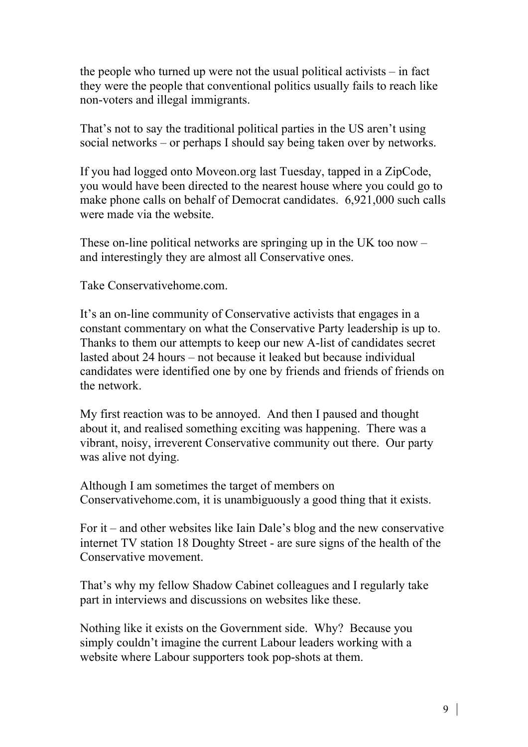the people who turned up were not the usual political activists – in fact they were the people that conventional politics usually fails to reach like non-voters and illegal immigrants.

That's not to say the traditional political parties in the US aren't using social networks – or perhaps I should say being taken over by networks.

If you had logged onto Moveon.org last Tuesday, tapped in a ZipCode, you would have been directed to the nearest house where you could go to make phone calls on behalf of Democrat candidates. 6,921,000 such calls were made via the website.

These on-line political networks are springing up in the UK too now – and interestingly they are almost all Conservative ones.

Take Conservativehome.com.

It's an on-line community of Conservative activists that engages in a constant commentary on what the Conservative Party leadership is up to. Thanks to them our attempts to keep our new A-list of candidates secret lasted about 24 hours – not because it leaked but because individual candidates were identified one by one by friends and friends of friends on the network.

My first reaction was to be annoyed. And then I paused and thought about it, and realised something exciting was happening. There was a vibrant, noisy, irreverent Conservative community out there. Our party was alive not dying.

Although I am sometimes the target of members on Conservativehome.com, it is unambiguously a good thing that it exists.

For it – and other websites like Iain Dale's blog and the new conservative internet TV station 18 Doughty Street - are sure signs of the health of the Conservative movement.

That's why my fellow Shadow Cabinet colleagues and I regularly take part in interviews and discussions on websites like these.

Nothing like it exists on the Government side. Why? Because you simply couldn't imagine the current Labour leaders working with a website where Labour supporters took pop-shots at them.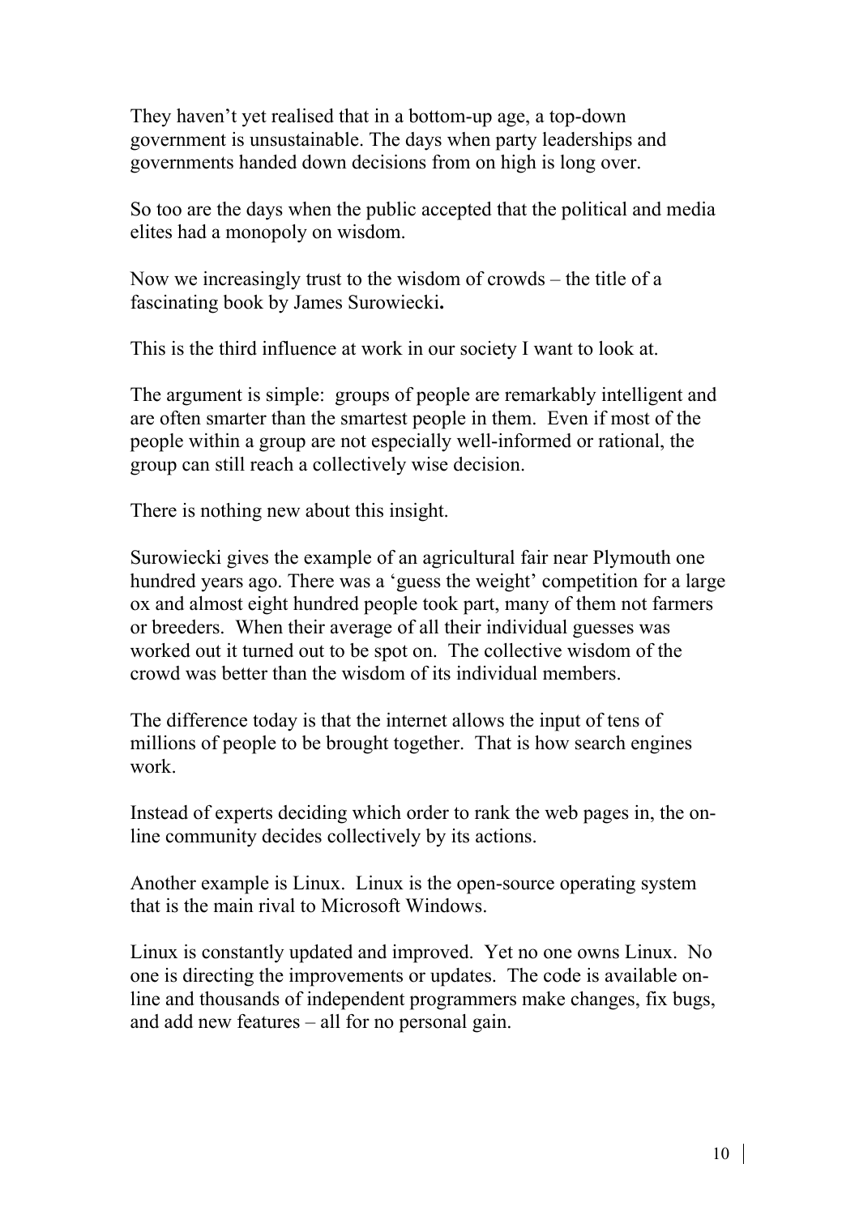They haven't yet realised that in a bottom-up age, a top-down government is unsustainable. The days when party leaderships and governments handed down decisions from on high is long over.

So too are the days when the public accepted that the political and media elites had a monopoly on wisdom.

Now we increasingly trust to the wisdom of crowds – the title of a fascinating book by James Surowiecki**.**

This is the third influence at work in our society I want to look at.

The argument is simple: groups of people are remarkably intelligent and are often smarter than the smartest people in them. Even if most of the people within a group are not especially well-informed or rational, the group can still reach a collectively wise decision.

There is nothing new about this insight.

Surowiecki gives the example of an agricultural fair near Plymouth one hundred years ago. There was a 'guess the weight' competition for a large ox and almost eight hundred people took part, many of them not farmers or breeders. When their average of all their individual guesses was worked out it turned out to be spot on. The collective wisdom of the crowd was better than the wisdom of its individual members.

The difference today is that the internet allows the input of tens of millions of people to be brought together. That is how search engines work.

Instead of experts deciding which order to rank the web pages in, the on-line community decides collectively by its actions.

Another example is Linux. Linux is the open-source operating system that is the main rival to Microsoft Windows.

Linux is constantly updated and improved. Yet no one owns Linux. No one is directing the improvements or updates. The code is available on-line and thousands of independent programmers make changes, fix bugs, and add new features – all for no personal gain.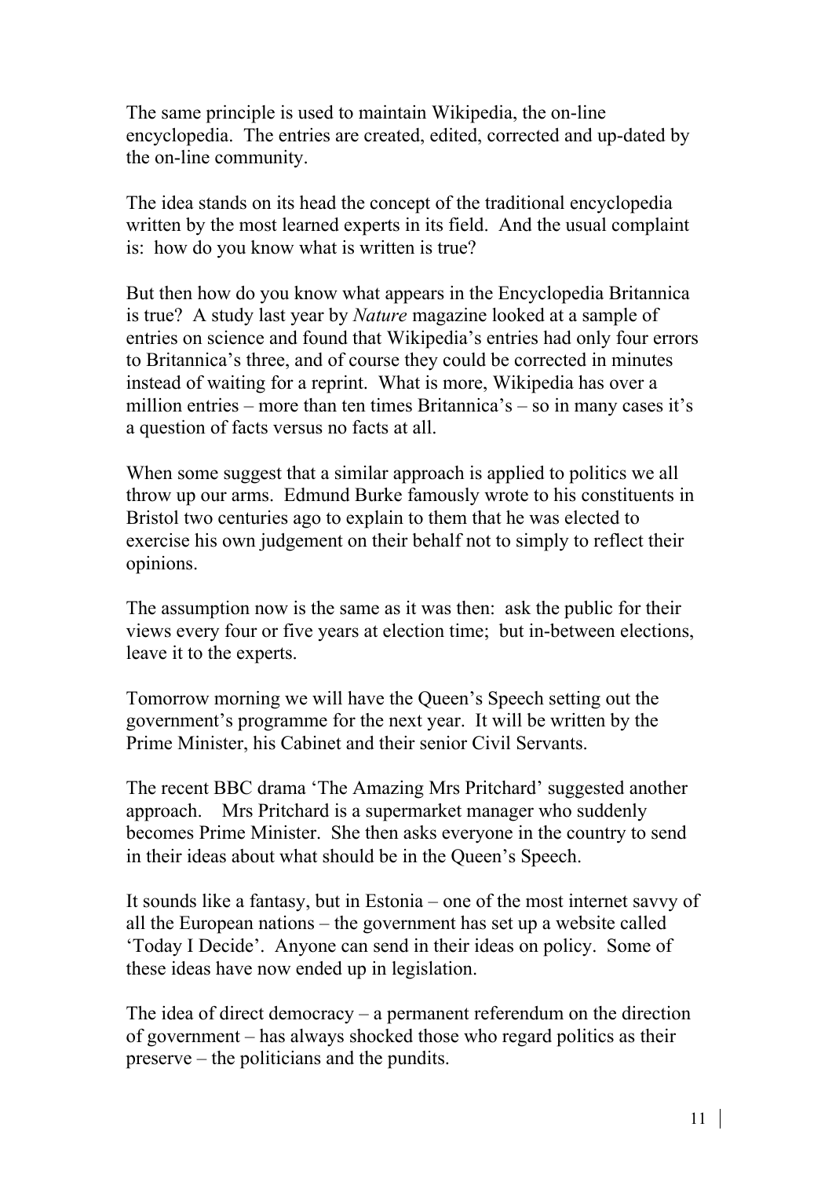The same principle is used to maintain Wikipedia, the on-line encyclopedia. The entries are created, edited, corrected and up-dated by the on-line community.

The idea stands on its head the concept of the traditional encyclopedia written by the most learned experts in its field. And the usual complaint is: how do you know what is written is true?

But then how do you know what appears in the Encyclopedia Britannica is true? A study last year by *Nature* magazine looked at a sample of entries on science and found that Wikipedia's entries had only four errors to Britannica's three, and of course they could be corrected in minutes instead of waiting for a reprint. What is more, Wikipedia has over a million entries – more than ten times Britannica's – so in many cases it's a question of facts versus no facts at all.

When some suggest that a similar approach is applied to politics we all throw up our arms. Edmund Burke famously wrote to his constituents in Bristol two centuries ago to explain to them that he was elected to exercise his own judgement on their behalf not to simply to reflect their opinions.

The assumption now is the same as it was then: ask the public for their views every four or five years at election time; but in-between elections, leave it to the experts.

Tomorrow morning we will have the Queen's Speech setting out the government's programme for the next year. It will be written by the Prime Minister, his Cabinet and their senior Civil Servants.

The recent BBC drama 'The Amazing Mrs Pritchard' suggested another approach. Mrs Pritchard is a supermarket manager who suddenly becomes Prime Minister. She then asks everyone in the country to send in their ideas about what should be in the Queen's Speech.

It sounds like a fantasy, but in Estonia – one of the most internet savvy of all the European nations – the government has set up a website called 'Today I Decide'. Anyone can send in their ideas on policy. Some of these ideas have now ended up in legislation.

The idea of direct democracy – a permanent referendum on the direction of government – has always shocked those who regard politics as their preserve – the politicians and the pundits.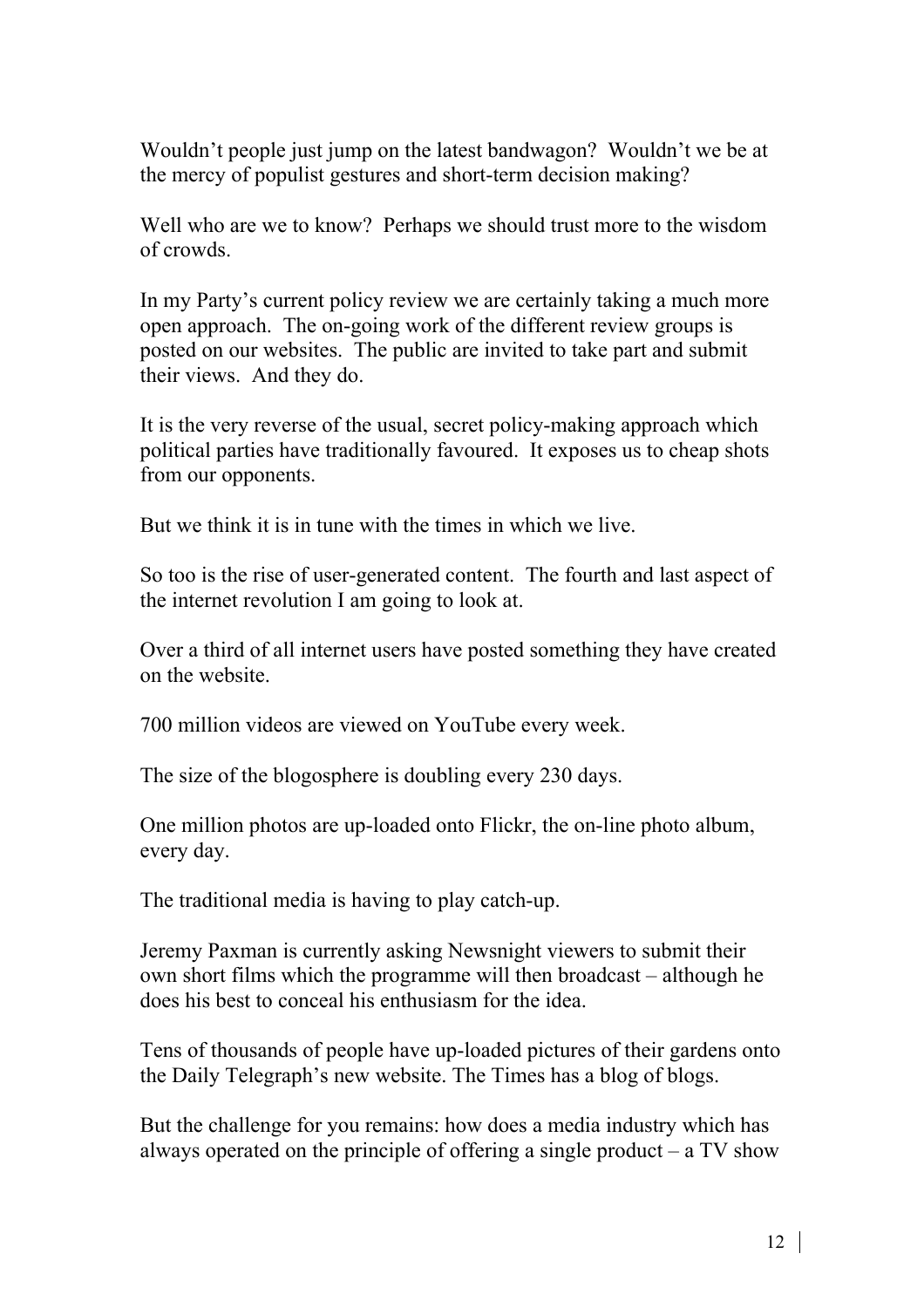Wouldn't people just jump on the latest bandwagon? Wouldn't we be at the mercy of populist gestures and short-term decision making?

Well who are we to know? Perhaps we should trust more to the wisdom of crowds.

In my Party's current policy review we are certainly taking a much more open approach. The on-going work of the different review groups is posted on our websites. The public are invited to take part and submit their views. And they do.

It is the very reverse of the usual, secret policy-making approach which political parties have traditionally favoured. It exposes us to cheap shots from our opponents.

But we think it is in tune with the times in which we live.

So too is the rise of user-generated content. The fourth and last aspect of the internet revolution I am going to look at.

Over a third of all internet users have posted something they have created on the website.

700 million videos are viewed on YouTube every week.

The size of the blogosphere is doubling every 230 days.

One million photos are up-loaded onto Flickr, the on-line photo album, every day.

The traditional media is having to play catch-up.

Jeremy Paxman is currently asking Newsnight viewers to submit their own short films which the programme will then broadcast – although he does his best to conceal his enthusiasm for the idea.

Tens of thousands of people have up-loaded pictures of their gardens onto the Daily Telegraph's new website. The Times has a blog of blogs.

But the challenge for you remains: how does a media industry which has always operated on the principle of offering a single product – a TV show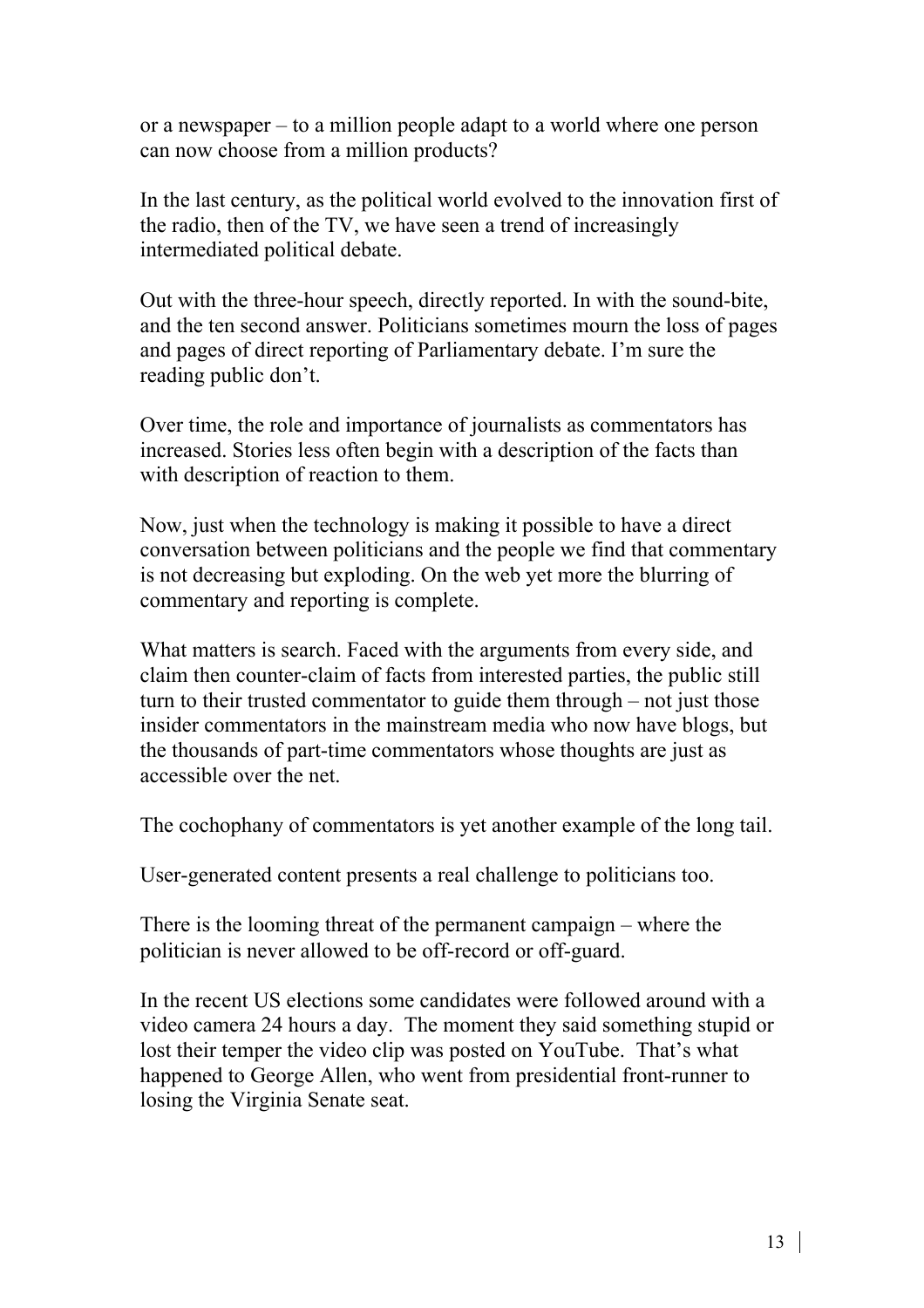or a newspaper – to a million people adapt to a world where one person can now choose from a million products?

In the last century, as the political world evolved to the innovation first of the radio, then of the TV, we have seen a trend of increasingly intermediated political debate.

Out with the three-hour speech, directly reported. In with the sound-bite, and the ten second answer. Politicians sometimes mourn the loss of pages and pages of direct reporting of Parliamentary debate. I'm sure the reading public don't.

Over time, the role and importance of journalists as commentators has increased. Stories less often begin with a description of the facts than with description of reaction to them.

Now, just when the technology is making it possible to have a direct conversation between politicians and the people we find that commentary is not decreasing but exploding. On the web yet more the blurring of commentary and reporting is complete.

What matters is search. Faced with the arguments from every side, and claim then counter-claim of facts from interested parties, the public still turn to their trusted commentator to guide them through – not just those insider commentators in the mainstream media who now have blogs, but the thousands of part-time commentators whose thoughts are just as accessible over the net.

The cochophany of commentators is yet another example of the long tail.

User-generated content presents a real challenge to politicians too.

There is the looming threat of the permanent campaign – where the politician is never allowed to be off-record or off-guard.

In the recent US elections some candidates were followed around with a video camera 24 hours a day. The moment they said something stupid or lost their temper the video clip was posted on YouTube. That's what happened to George Allen, who went from presidential front-runner to losing the Virginia Senate seat.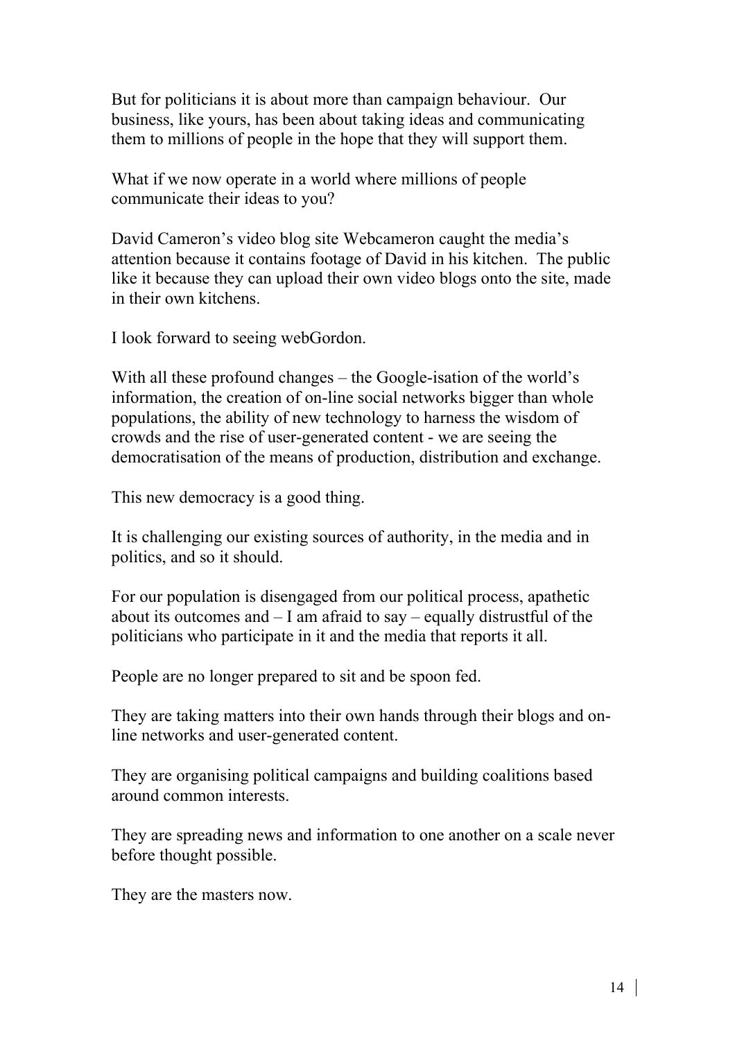But for politicians it is about more than campaign behaviour. Our business, like yours, has been about taking ideas and communicating them to millions of people in the hope that they will support them.

What if we now operate in a world where millions of people communicate their ideas to you?

David Cameron's video blog site Webcameron caught the media's attention because it contains footage of David in his kitchen. The public like it because they can upload their own video blogs onto the site, made in their own kitchens.

I look forward to seeing webGordon.

With all these profound changes – the Google-isation of the world's information, the creation of on-line social networks bigger than whole populations, the ability of new technology to harness the wisdom of crowds and the rise of user-generated content - we are seeing the democratisation of the means of production, distribution and exchange.

This new democracy is a good thing.

It is challenging our existing sources of authority, in the media and in politics, and so it should.

For our population is disengaged from our political process, apathetic about its outcomes and – I am afraid to say – equally distrustful of the politicians who participate in it and the media that reports it all.

People are no longer prepared to sit and be spoon fed.

They are taking matters into their own hands through their blogs and on-line networks and user-generated content.

They are organising political campaigns and building coalitions based around common interests.

They are spreading news and information to one another on a scale never before thought possible.

They are the masters now.